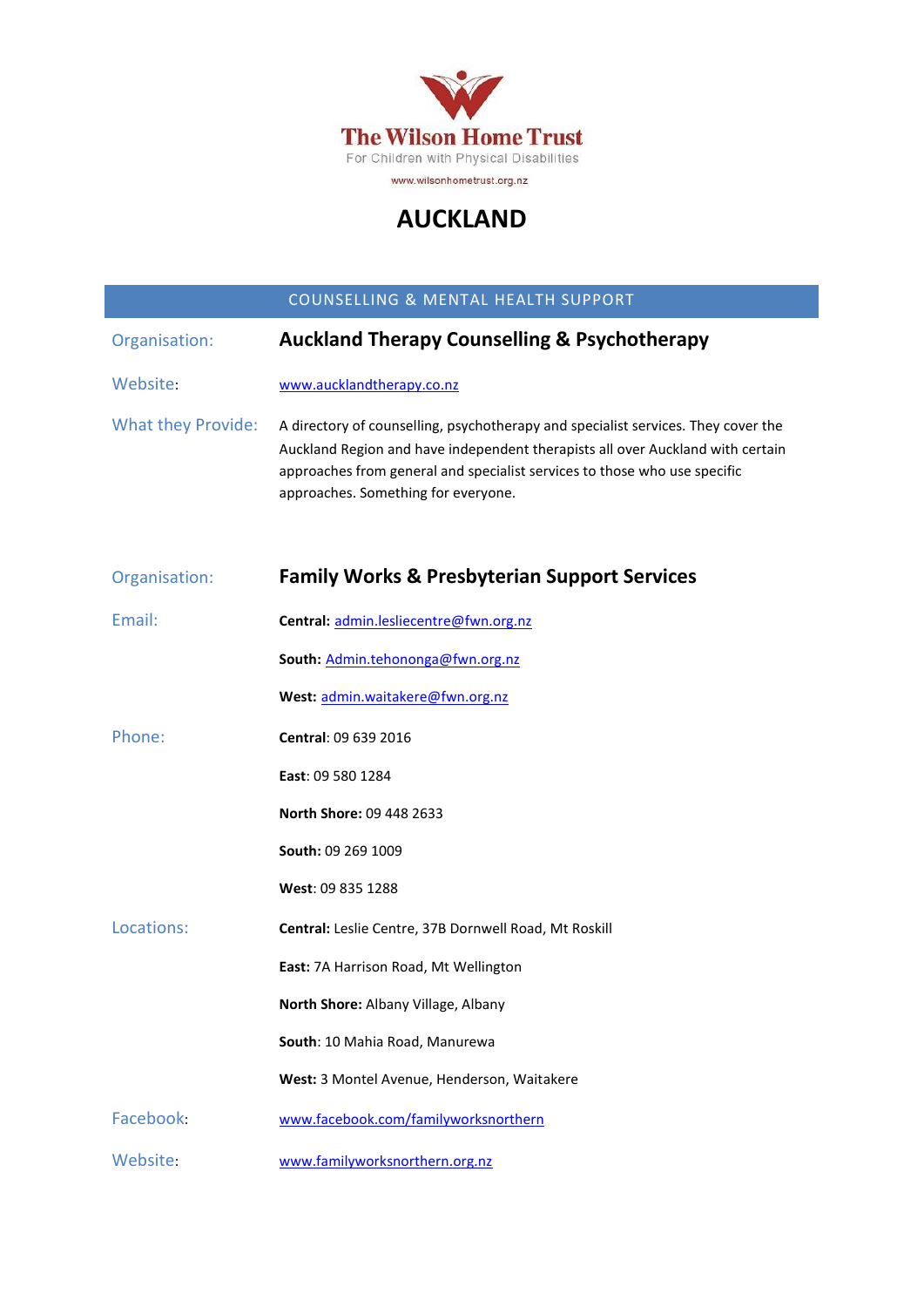**The Wilson Home Trust**

For Children with Physical Disabilities

www.wilsonhometrust.org.nz

# AUCKLAND

## COUNSELLING & MENTAL HEALTH SUPPORT

**Organisation:** **Auckland Therapy Counselling & Psychotherapy**

**Website:** www.aucklandtherapy.co.nz

**What they Provide:** A directory of counselling, psychotherapy and specialist services. They cover the Auckland Region and have independent therapists all over Auckland with certain approaches from general and specialist services to those who use specific approaches. Something for everyone.

**Organisation:** **Family Works & Presbyterian Support Services**

**Email:**

**Central:** admin.lesliecentre@fwn.org.nz

**South:** Admin.tehononga@fwn.org.nz

**West:** admin.waitakere@fwn.org.nz

**Phone:**

**Central**: 09 639 2016

**East**: 09 580 1284

**North Shore:** 09 448 2633

**South:** 09 269 1009

**West**: 09 835 1288

**Locations:**

**Central:** Leslie Centre, 37B Dornwell Road, Mt Roskill

**East:** 7A Harrison Road, Mt Wellington

**North Shore:** Albany Village, Albany

**South**: 10 Mahia Road, Manurewa

**West:** 3 Montel Avenue, Henderson, Waitakere

**Facebook:** www.facebook.com/familyworksnorthern

**Website:** www.familyworksnorthern.org.nz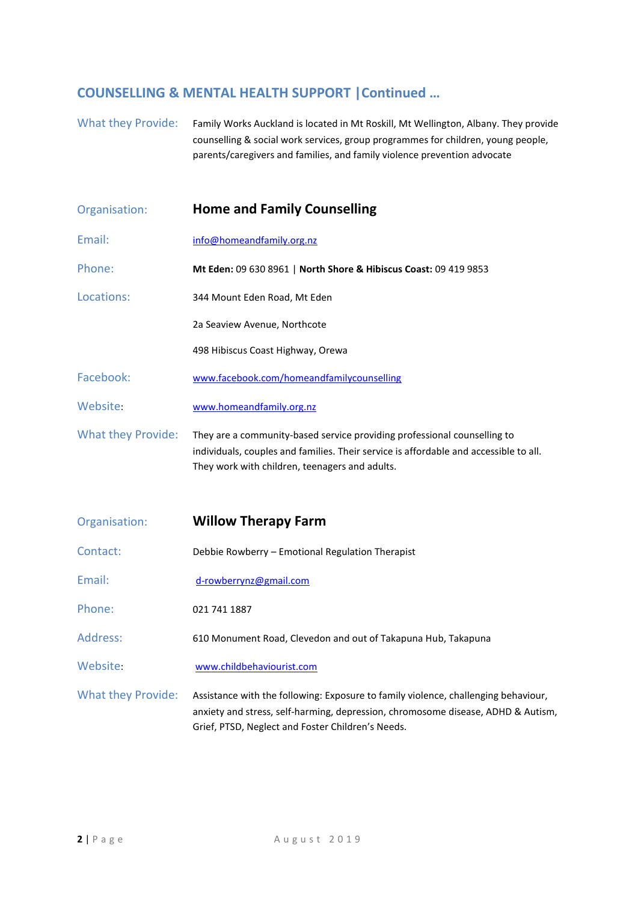## COUNSELLING & MENTAL HEALTH SUPPORT |Continued …

**What they Provide:** Family Works Auckland is located in Mt Roskill, Mt Wellington, Albany. They provide counselling & social work services, group programmes for children, young people, parents/caregivers and families, and family violence prevention advocate

**Organisation:** **Home and Family Counselling**

**Email:** info@homeandfamily.org.nz

**Phone:** **Mt Eden:** 09 630 8961 | **North Shore & Hibiscus Coast:** 09 419 9853

**Locations:**

344 Mount Eden Road, Mt Eden

2a Seaview Avenue, Northcote

498 Hibiscus Coast Highway, Orewa

**Facebook:** www.facebook.com/homeandfamilycounselling

**Website:** www.homeandfamily.org.nz

**What they Provide:** They are a community-based service providing professional counselling to individuals, couples and families. Their service is affordable and accessible to all. They work with children, teenagers and adults.

**Organisation:** **Willow Therapy Farm**

**Contact:** Debbie Rowberry – Emotional Regulation Therapist

**Email:** d-rowberrynz@gmail.com

**Phone:** 021 741 1887

**Address:** 610 Monument Road, Clevedon and out of Takapuna Hub, Takapuna

**Website:** www.childbehaviourist.com

**What they Provide:** Assistance with the following: Exposure to family violence, challenging behaviour, anxiety and stress, self-harming, depression, chromosome disease, ADHD & Autism, Grief, PTSD, Neglect and Foster Children's Needs.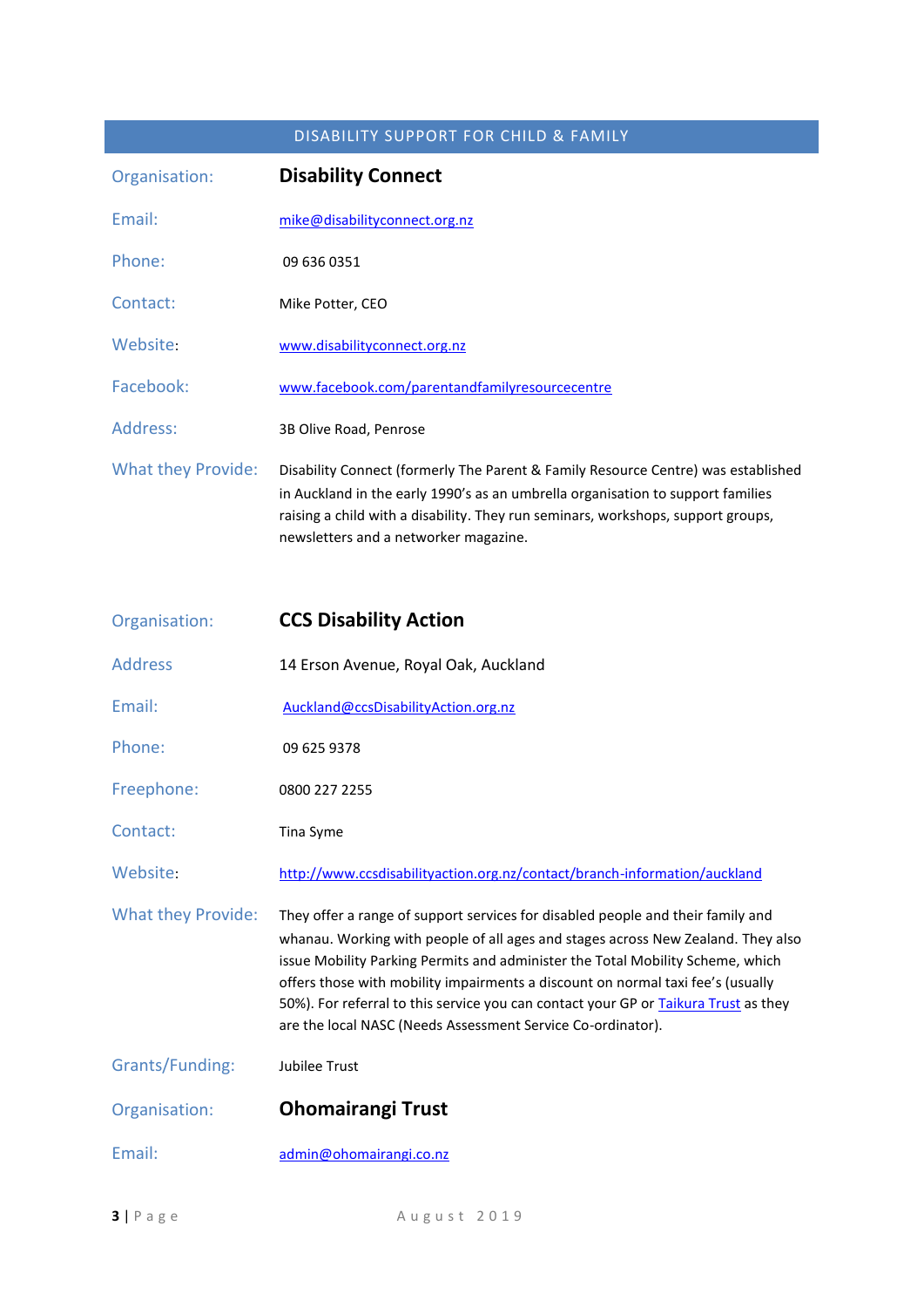## DISABILITY SUPPORT FOR CHILD & FAMILY

**Organisation:** **Disability Connect**

**Email:** mike@disabilityconnect.org.nz

**Phone:** 09 636 0351

**Contact:** Mike Potter, CEO

**Website:** www.disabilityconnect.org.nz

**Facebook:** www.facebook.com/parentandfamilyresourcecentre

**Address:** 3B Olive Road, Penrose

**What they Provide:** Disability Connect (formerly The Parent & Family Resource Centre) was established in Auckland in the early 1990's as an umbrella organisation to support families raising a child with a disability. They run seminars, workshops, support groups, newsletters and a networker magazine.

**Organisation:** **CCS Disability Action**

**Address** 14 Erson Avenue, Royal Oak, Auckland

**Email:** Auckland@ccsDisabilityAction.org.nz

**Phone:** 09 625 9378

**Freephone:** 0800 227 2255

**Contact:** Tina Syme

**Website:** http://www.ccsdisabilityaction.org.nz/contact/branch-information/auckland

**What they Provide:** They offer a range of support services for disabled people and their family and whanau. Working with people of all ages and stages across New Zealand. They also issue Mobility Parking Permits and administer the Total Mobility Scheme, which offers those with mobility impairments a discount on normal taxi fee's (usually 50%). For referral to this service you can contact your GP or Taikura Trust as they are the local NASC (Needs Assessment Service Co-ordinator).

**Grants/Funding:** Jubilee Trust

**Organisation:** **Ohomairangi Trust**

**Email:** admin@ohomairangi.co.nz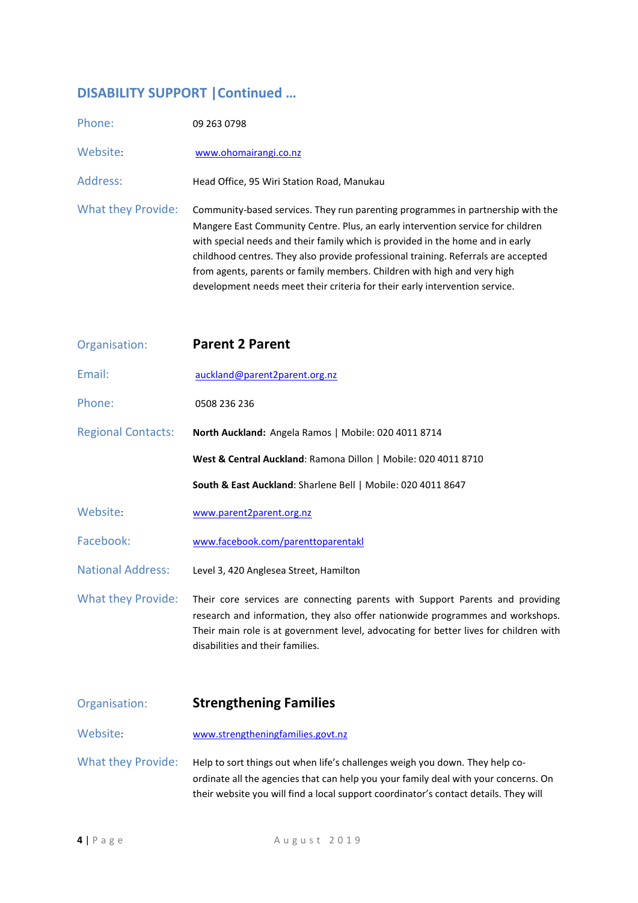## DISABILITY SUPPORT | Continued …

**Phone:** 09 263 0798

**Website:** www.ohomairangi.co.nz

**Address:** Head Office, 95 Wiri Station Road, Manukau

**What they Provide:** Community-based services. They run parenting programmes in partnership with the Mangere East Community Centre. Plus, an early intervention service for children with special needs and their family which is provided in the home and in early childhood centres. They also provide professional training. Referrals are accepted from agents, parents or family members. Children with high and very high development needs meet their criteria for their early intervention service.

**Organisation:** **Parent 2 Parent**

**Email:** auckland@parent2parent.org.nz

**Phone:** 0508 236 236

**Regional Contacts:**

**North Auckland:** Angela Ramos | Mobile: 020 4011 8714

**West & Central Auckland**: Ramona Dillon | Mobile: 020 4011 8710

**South & East Auckland**: Sharlene Bell | Mobile: 020 4011 8647

**Website:** www.parent2parent.org.nz

**Facebook:** www.facebook.com/parenttoparentakl

**National Address:** Level 3, 420 Anglesea Street, Hamilton

**What they Provide:** Their core services are connecting parents with Support Parents and providing research and information, they also offer nationwide programmes and workshops. Their main role is at government level, advocating for better lives for children with disabilities and their families.

**Organisation:** **Strengthening Families**

**Website:** www.strengtheningfamilies.govt.nz

**What they Provide:** Help to sort things out when life's challenges weigh you down. They help co-ordinate all the agencies that can help you your family deal with your concerns. On their website you will find a local support coordinator's contact details. They will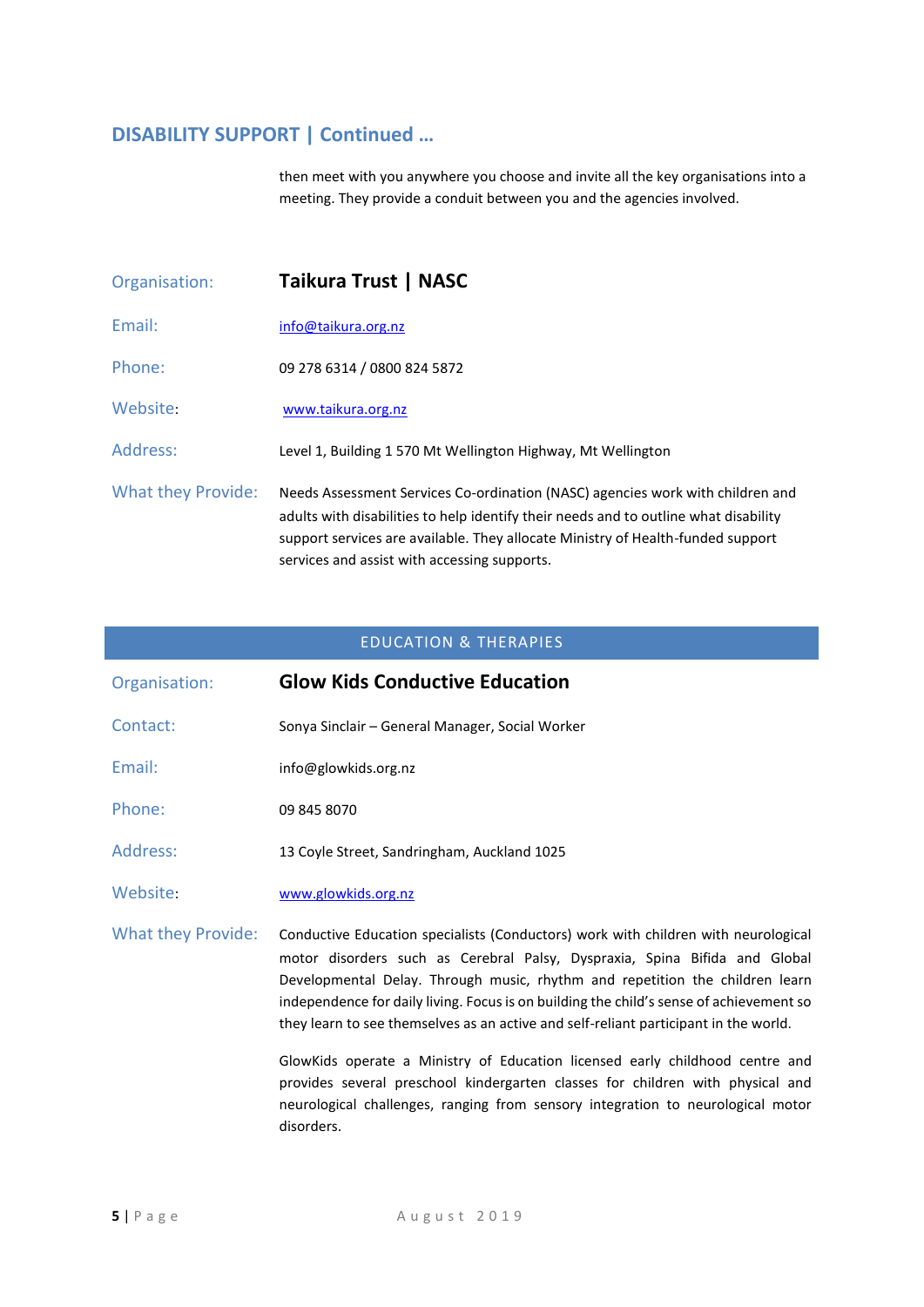## DISABILITY SUPPORT | Continued …

then meet with you anywhere you choose and invite all the key organisations into a meeting. They provide a conduit between you and the agencies involved.

| | |
|---|---|
| Organisation: | **Taikura Trust \| NASC** |
| Email: | info@taikura.org.nz |
| Phone: | 09 278 6314 / 0800 824 5872 |
| Website: | www.taikura.org.nz |
| Address: | Level 1, Building 1 570 Mt Wellington Highway, Mt Wellington |
| What they Provide: | Needs Assessment Services Co-ordination (NASC) agencies work with children and adults with disabilities to help identify their needs and to outline what disability support services are available. They allocate Ministry of Health-funded support services and assist with accessing supports. |

## EDUCATION & THERAPIES

| | |
|---|---|
| Organisation: | **Glow Kids Conductive Education** |
| Contact: | Sonya Sinclair – General Manager, Social Worker |
| Email: | info@glowkids.org.nz |
| Phone: | 09 845 8070 |
| Address: | 13 Coyle Street, Sandringham, Auckland 1025 |
| Website: | www.glowkids.org.nz |
| What they Provide: | Conductive Education specialists (Conductors) work with children with neurological motor disorders such as Cerebral Palsy, Dyspraxia, Spina Bifida and Global Developmental Delay. Through music, rhythm and repetition the children learn independence for daily living. Focus is on building the child's sense of achievement so they learn to see themselves as an active and self-reliant participant in the world.<br><br>GlowKids operate a Ministry of Education licensed early childhood centre and provides several preschool kindergarten classes for children with physical and neurological challenges, ranging from sensory integration to neurological motor disorders. |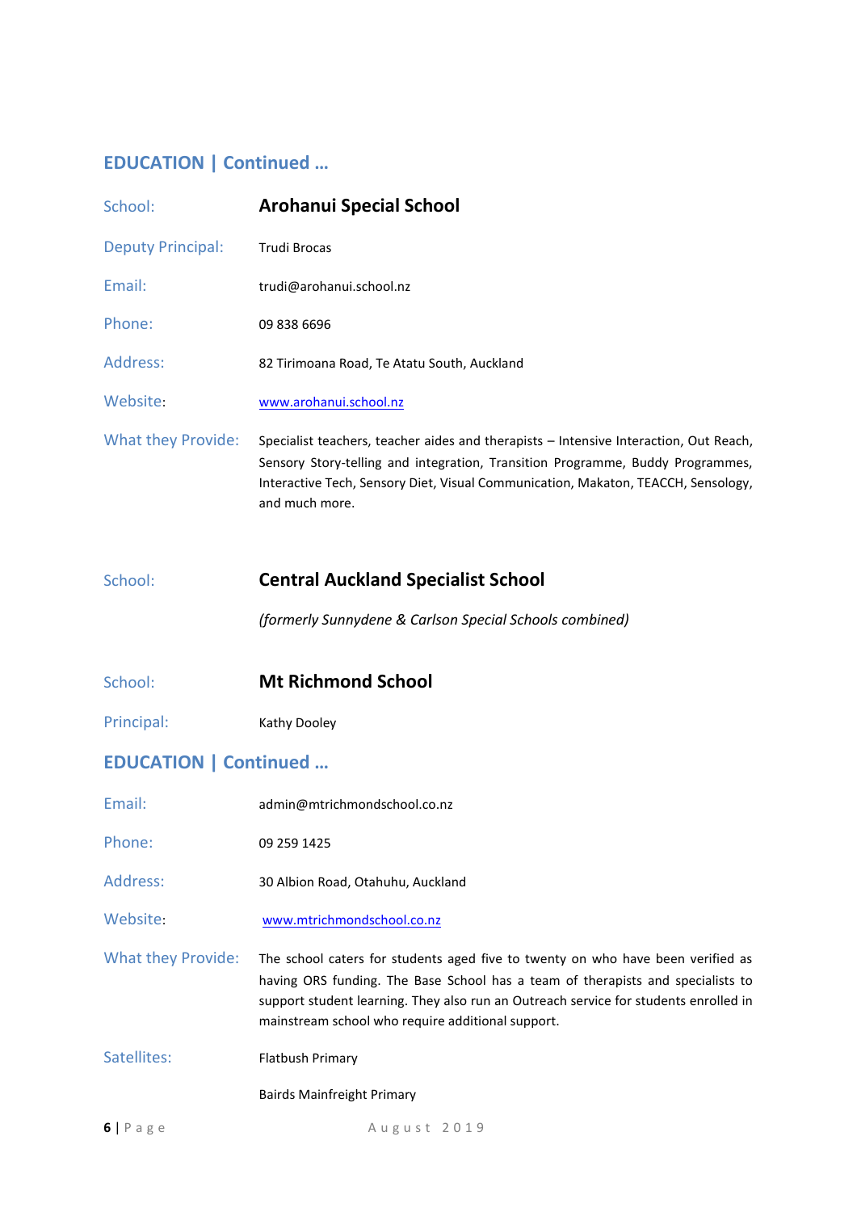## EDUCATION | Continued …

| | |
|---|---|
| School: | **Arohanui Special School** |
| Deputy Principal: | Trudi Brocas |
| Email: | trudi@arohanui.school.nz |
| Phone: | 09 838 6696 |
| Address: | 82 Tirimoana Road, Te Atatu South, Auckland |
| Website: | www.arohanui.school.nz |
| What they Provide: | Specialist teachers, teacher aides and therapists – Intensive Interaction, Out Reach, Sensory Story-telling and integration, Transition Programme, Buddy Programmes, Interactive Tech, Sensory Diet, Visual Communication, Makaton, TEACCH, Sensology, and much more. |

| | |
|---|---|
| School: | **Central Auckland Specialist School** |
| | *(formerly Sunnydene & Carlson Special Schools combined)* |

| | |
|---|---|
| School: | **Mt Richmond School** |
| Principal: | Kathy Dooley |

## EDUCATION | Continued …

| | |
|---|---|
| Email: | admin@mtrichmondschool.co.nz |
| Phone: | 09 259 1425 |
| Address: | 30 Albion Road, Otahuhu, Auckland |
| Website: | www.mtrichmondschool.co.nz |
| What they Provide: | The school caters for students aged five to twenty on who have been verified as having ORS funding. The Base School has a team of therapists and specialists to support student learning. They also run an Outreach service for students enrolled in mainstream school who require additional support. |
| Satellites: | Flatbush Primary |
| | Bairds Mainfreight Primary |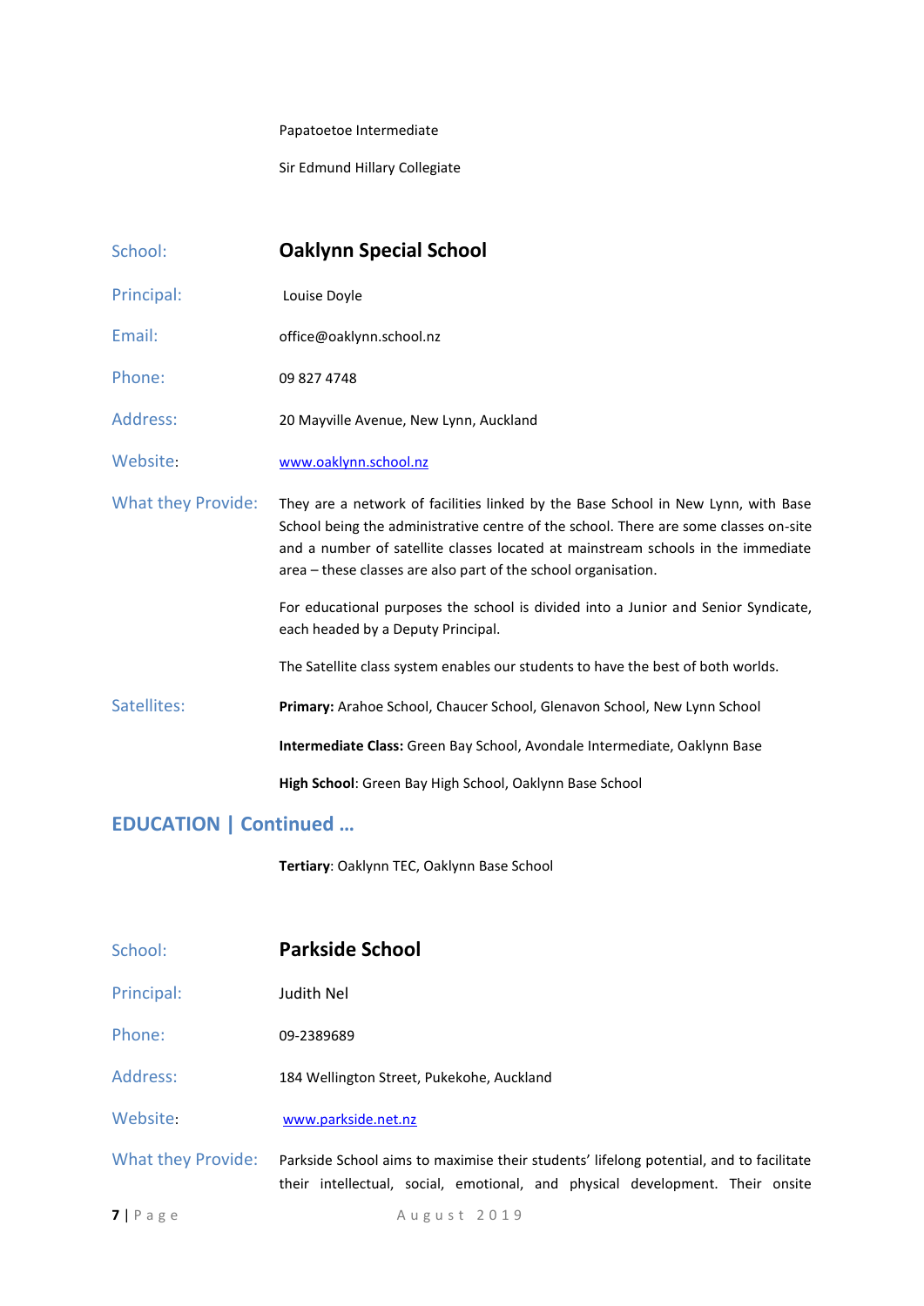Papatoetoe Intermediate

Sir Edmund Hillary Collegiate

| | |
|---|---|
| School: | **Oaklynn Special School** |
| Principal: | Louise Doyle |
| Email: | office@oaklynn.school.nz |
| Phone: | 09 827 4748 |
| Address: | 20 Mayville Avenue, New Lynn, Auckland |
| Website: | www.oaklynn.school.nz |
| What they Provide: | They are a network of facilities linked by the Base School in New Lynn, with Base School being the administrative centre of the school. There are some classes on-site and a number of satellite classes located at mainstream schools in the immediate area – these classes are also part of the school organisation.<br><br>For educational purposes the school is divided into a Junior and Senior Syndicate, each headed by a Deputy Principal.<br><br>The Satellite class system enables our students to have the best of both worlds. |
| Satellites: | **Primary:** Arahoe School, Chaucer School, Glenavon School, New Lynn School<br><br>**Intermediate Class:** Green Bay School, Avondale Intermediate, Oaklynn Base<br><br>**High School**: Green Bay High School, Oaklynn Base School |

## EDUCATION | Continued …

**Tertiary**: Oaklynn TEC, Oaklynn Base School

| | |
|---|---|
| School: | **Parkside School** |
| Principal: | Judith Nel |
| Phone: | 09-2389689 |
| Address: | 184 Wellington Street, Pukekohe, Auckland |
| Website: | www.parkside.net.nz |
| What they Provide: | Parkside School aims to maximise their students' lifelong potential, and to facilitate their intellectual, social, emotional, and physical development. Their onsite |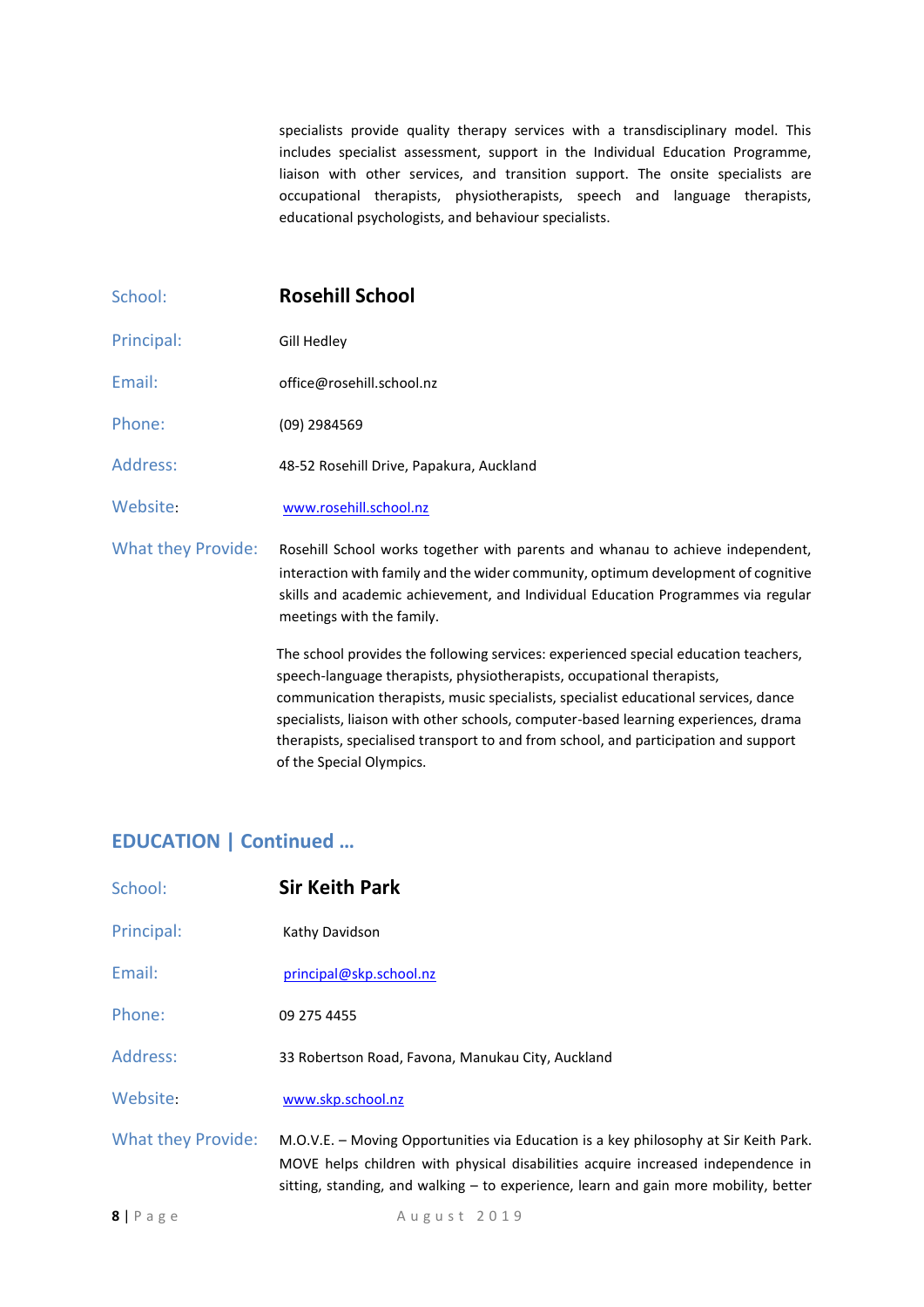specialists provide quality therapy services with a transdisciplinary model. This includes specialist assessment, support in the Individual Education Programme, liaison with other services, and transition support. The onsite specialists are occupational therapists, physiotherapists, speech and language therapists, educational psychologists, and behaviour specialists.

| | |
|---|---|
| School: | **Rosehill School** |
| Principal: | Gill Hedley |
| Email: | office@rosehill.school.nz |
| Phone: | (09) 2984569 |
| Address: | 48-52 Rosehill Drive, Papakura, Auckland |
| Website: | www.rosehill.school.nz |
| What they Provide: | Rosehill School works together with parents and whanau to achieve independent, interaction with family and the wider community, optimum development of cognitive skills and academic achievement, and Individual Education Programmes via regular meetings with the family. |

The school provides the following services: experienced special education teachers, speech-language therapists, physiotherapists, occupational therapists, communication therapists, music specialists, specialist educational services, dance specialists, liaison with other schools, computer-based learning experiences, drama therapists, specialised transport to and from school, and participation and support of the Special Olympics.

## EDUCATION | Continued …

| | |
|---|---|
| School: | **Sir Keith Park** |
| Principal: | Kathy Davidson |
| Email: | principal@skp.school.nz |
| Phone: | 09 275 4455 |
| Address: | 33 Robertson Road, Favona, Manukau City, Auckland |
| Website: | www.skp.school.nz |
| What they Provide: | M.O.V.E. – Moving Opportunities via Education is a key philosophy at Sir Keith Park. MOVE helps children with physical disabilities acquire increased independence in sitting, standing, and walking – to experience, learn and gain more mobility, better |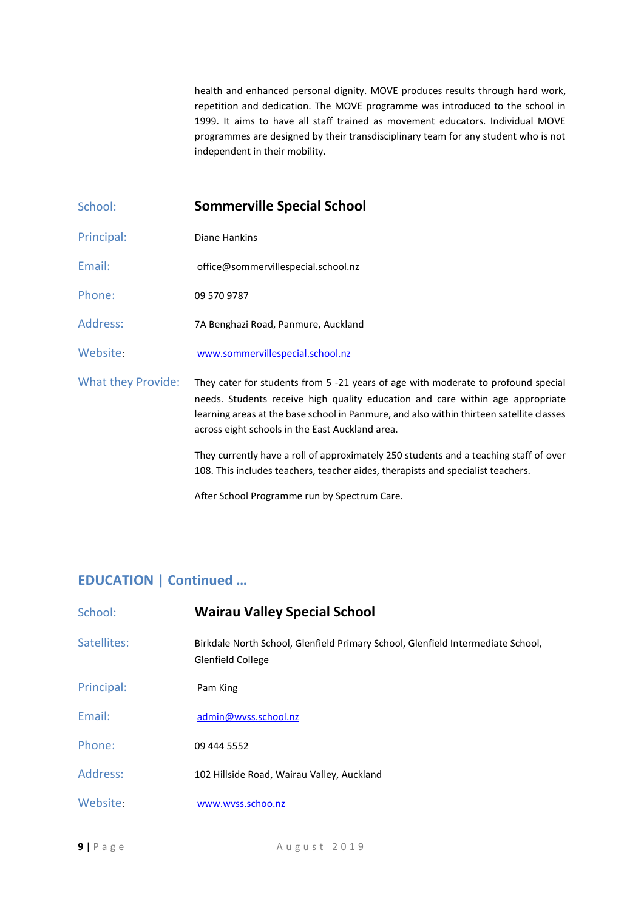health and enhanced personal dignity. MOVE produces results through hard work, repetition and dedication. The MOVE programme was introduced to the school in 1999. It aims to have all staff trained as movement educators. Individual MOVE programmes are designed by their transdisciplinary team for any student who is not independent in their mobility.

| | |
|---|---|
| School: | **Sommerville Special School** |
| Principal: | Diane Hankins |
| Email: | office@sommervillespecial.school.nz |
| Phone: | 09 570 9787 |
| Address: | 7A Benghazi Road, Panmure, Auckland |
| Website: | www.sommervillespecial.school.nz |
| What they Provide: | They cater for students from 5 -21 years of age with moderate to profound special needs. Students receive high quality education and care within age appropriate learning areas at the base school in Panmure, and also within thirteen satellite classes across eight schools in the East Auckland area.<br><br>They currently have a roll of approximately 250 students and a teaching staff of over 108. This includes teachers, teacher aides, therapists and specialist teachers.<br><br>After School Programme run by Spectrum Care. |

## EDUCATION | Continued …

| | |
|---|---|
| School: | **Wairau Valley Special School** |
| Satellites: | Birkdale North School, Glenfield Primary School, Glenfield Intermediate School, Glenfield College |
| Principal: | Pam King |
| Email: | admin@wvss.school.nz |
| Phone: | 09 444 5552 |
| Address: | 102 Hillside Road, Wairau Valley, Auckland |
| Website: | www.wvss.schoo.nz |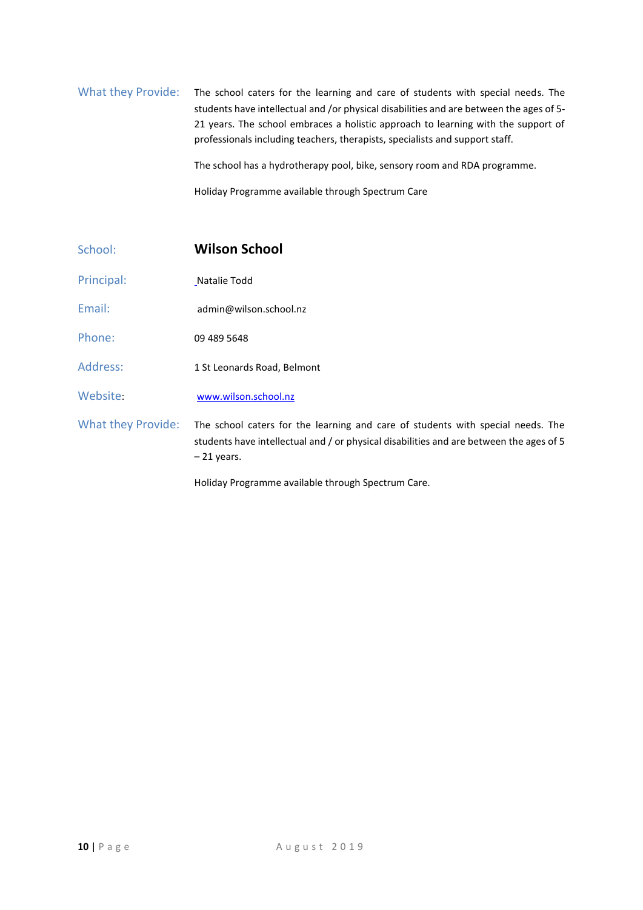**What they Provide:** The school caters for the learning and care of students with special needs. The students have intellectual and /or physical disabilities and are between the ages of 5-21 years. The school embraces a holistic approach to learning with the support of professionals including teachers, therapists, specialists and support staff.

The school has a hydrotherapy pool, bike, sensory room and RDA programme.

Holiday Programme available through Spectrum Care

**School:** **Wilson School**

**Principal:** Natalie Todd

**Email:** admin@wilson.school.nz

**Phone:** 09 489 5648

**Address:** 1 St Leonards Road, Belmont

**Website:** www.wilson.school.nz

**What they Provide:** The school caters for the learning and care of students with special needs. The students have intellectual and / or physical disabilities and are between the ages of 5 – 21 years.

Holiday Programme available through Spectrum Care.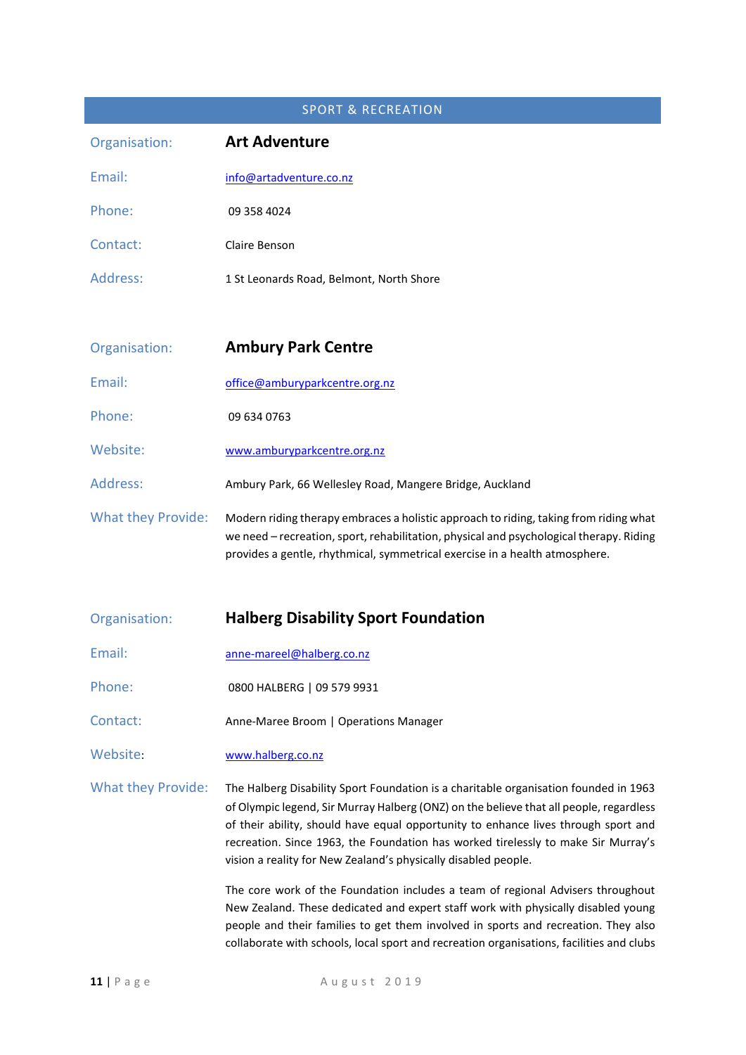## SPORT & RECREATION

| | |
|---|---|
| Organisation: | **Art Adventure** |
| Email: | info@artadventure.co.nz |
| Phone: | 09 358 4024 |
| Contact: | Claire Benson |
| Address: | 1 St Leonards Road, Belmont, North Shore |

| | |
|---|---|
| Organisation: | **Ambury Park Centre** |
| Email: | office@amburyparkcentre.org.nz |
| Phone: | 09 634 0763 |
| Website: | www.amburyparkcentre.org.nz |
| Address: | Ambury Park, 66 Wellesley Road, Mangere Bridge, Auckland |
| What they Provide: | Modern riding therapy embraces a holistic approach to riding, taking from riding what we need – recreation, sport, rehabilitation, physical and psychological therapy. Riding provides a gentle, rhythmical, symmetrical exercise in a health atmosphere. |

| | |
|---|---|
| Organisation: | **Halberg Disability Sport Foundation** |
| Email: | anne-mareel@halberg.co.nz |
| Phone: | 0800 HALBERG \| 09 579 9931 |
| Contact: | Anne-Maree Broom \| Operations Manager |
| Website: | www.halberg.co.nz |
| What they Provide: | The Halberg Disability Sport Foundation is a charitable organisation founded in 1963 of Olympic legend, Sir Murray Halberg (ONZ) on the believe that all people, regardless of their ability, should have equal opportunity to enhance lives through sport and recreation. Since 1963, the Foundation has worked tirelessly to make Sir Murray's vision a reality for New Zealand's physically disabled people.<br><br>The core work of the Foundation includes a team of regional Advisers throughout New Zealand. These dedicated and expert staff work with physically disabled young people and their families to get them involved in sports and recreation. They also collaborate with schools, local sport and recreation organisations, facilities and clubs |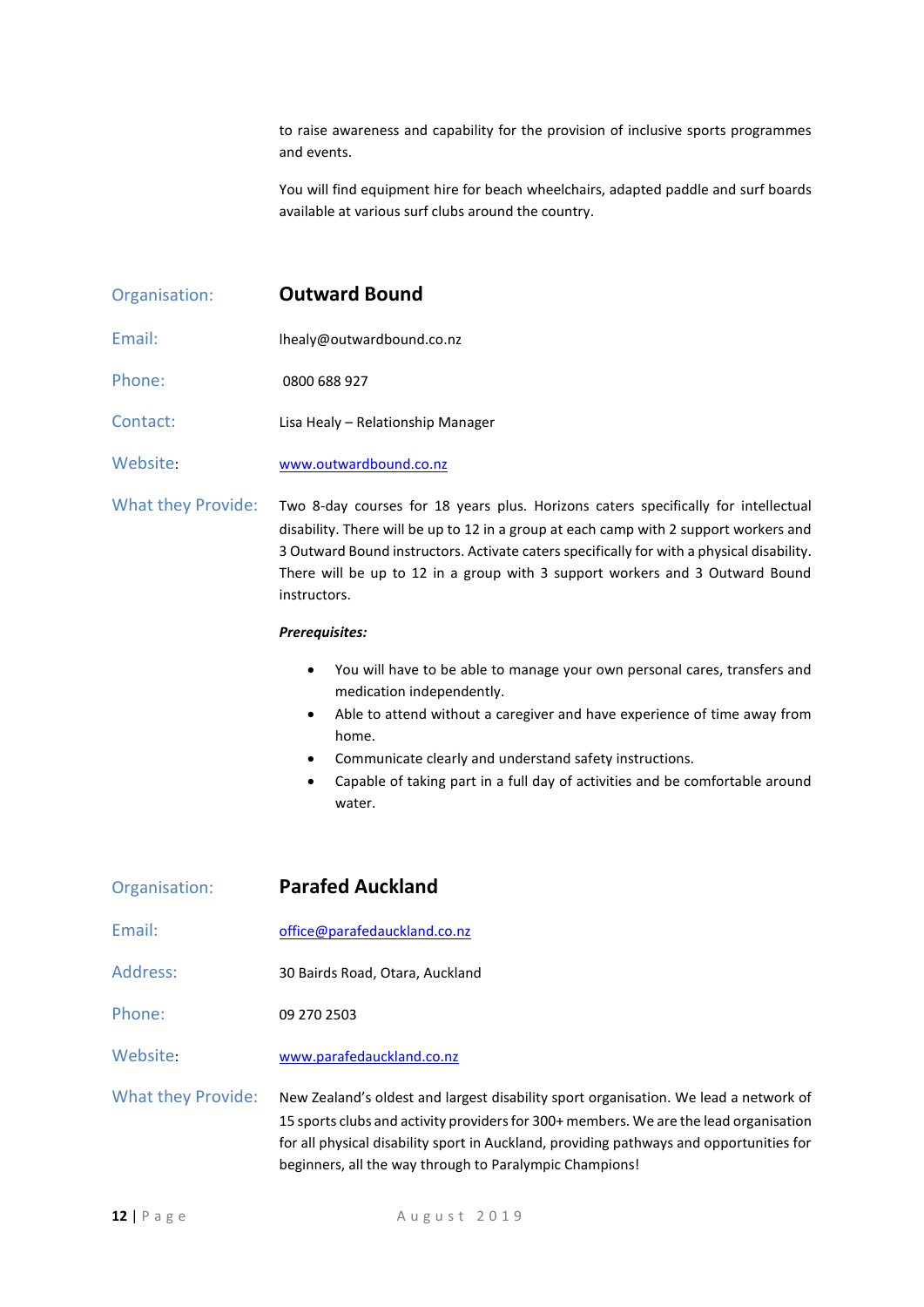to raise awareness and capability for the provision of inclusive sports programmes and events.

You will find equipment hire for beach wheelchairs, adapted paddle and surf boards available at various surf clubs around the country.

| | |
|---|---|
| Organisation: | **Outward Bound** |
| Email: | lhealy@outwardbound.co.nz |
| Phone: | 0800 688 927 |
| Contact: | Lisa Healy – Relationship Manager |
| Website: | www.outwardbound.co.nz |
| What they Provide: | Two 8-day courses for 18 years plus. Horizons caters specifically for intellectual disability. There will be up to 12 in a group at each camp with 2 support workers and 3 Outward Bound instructors. Activate caters specifically for with a physical disability. There will be up to 12 in a group with 3 support workers and 3 Outward Bound instructors. |

***Prerequisites:***

- You will have to be able to manage your own personal cares, transfers and medication independently.
- Able to attend without a caregiver and have experience of time away from home.
- Communicate clearly and understand safety instructions.
- Capable of taking part in a full day of activities and be comfortable around water.

| | |
|---|---|
| Organisation: | **Parafed Auckland** |
| Email: | office@parafedauckland.co.nz |
| Address: | 30 Bairds Road, Otara, Auckland |
| Phone: | 09 270 2503 |
| Website: | www.parafedauckland.co.nz |
| What they Provide: | New Zealand's oldest and largest disability sport organisation. We lead a network of 15 sports clubs and activity providers for 300+ members. We are the lead organisation for all physical disability sport in Auckland, providing pathways and opportunities for beginners, all the way through to Paralympic Champions! |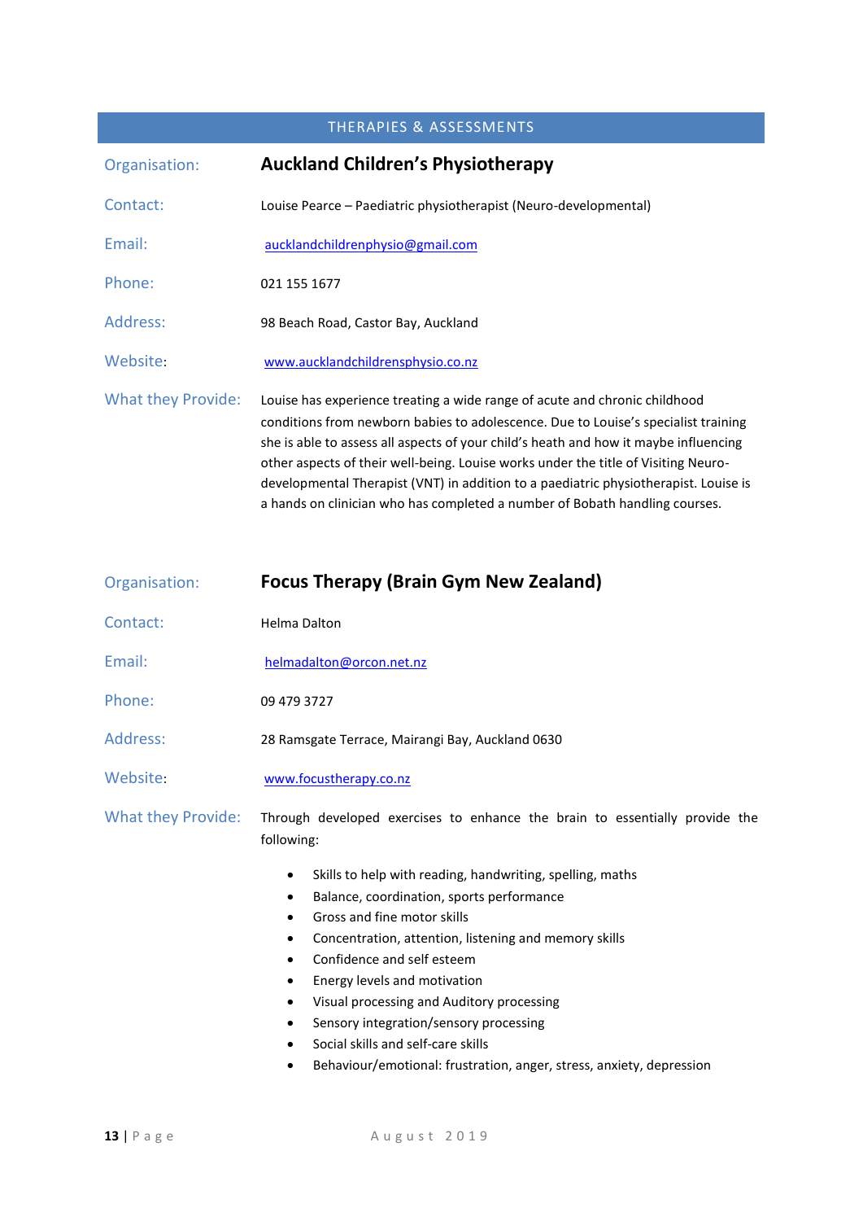## THERAPIES & ASSESSMENTS

| | |
|---|---|
| Organisation: | **Auckland Children's Physiotherapy** |
| Contact: | Louise Pearce – Paediatric physiotherapist (Neuro-developmental) |
| Email: | aucklandchildrenphysio@gmail.com |
| Phone: | 021 155 1677 |
| Address: | 98 Beach Road, Castor Bay, Auckland |
| Website: | www.aucklandchildrensphysio.co.nz |
| What they Provide: | Louise has experience treating a wide range of acute and chronic childhood conditions from newborn babies to adolescence. Due to Louise's specialist training she is able to assess all aspects of your child's heath and how it maybe influencing other aspects of their well-being. Louise works under the title of Visiting Neuro-developmental Therapist (VNT) in addition to a paediatric physiotherapist. Louise is a hands on clinician who has completed a number of Bobath handling courses. |

| | |
|---|---|
| Organisation: | **Focus Therapy (Brain Gym New Zealand)** |
| Contact: | Helma Dalton |
| Email: | helmadalton@orcon.net.nz |
| Phone: | 09 479 3727 |
| Address: | 28 Ramsgate Terrace, Mairangi Bay, Auckland 0630 |
| Website: | www.focustherapy.co.nz |
| What they Provide: | Through developed exercises to enhance the brain to essentially provide the following: |

- Skills to help with reading, handwriting, spelling, maths
- Balance, coordination, sports performance
- Gross and fine motor skills
- Concentration, attention, listening and memory skills
- Confidence and self esteem
- Energy levels and motivation
- Visual processing and Auditory processing
- Sensory integration/sensory processing
- Social skills and self-care skills
- Behaviour/emotional: frustration, anger, stress, anxiety, depression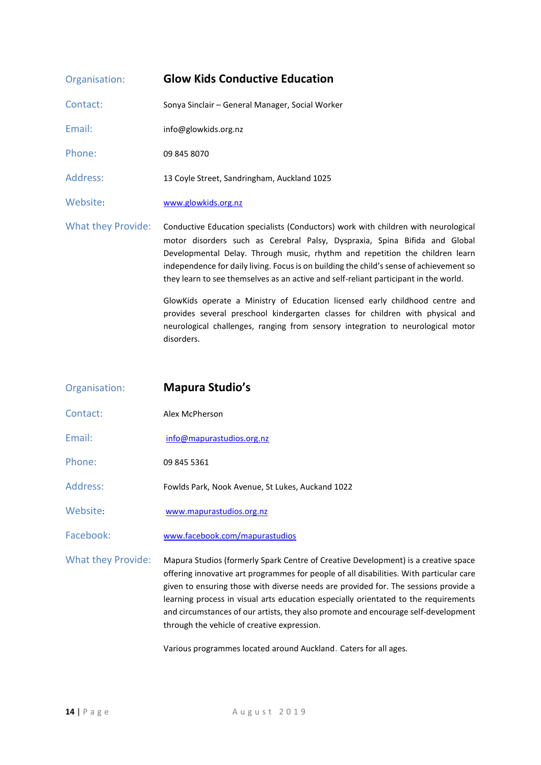| | |
|---|---|
| Organisation: | **Glow Kids Conductive Education** |
| Contact: | Sonya Sinclair – General Manager, Social Worker |
| Email: | info@glowkids.org.nz |
| Phone: | 09 845 8070 |
| Address: | 13 Coyle Street, Sandringham, Auckland 1025 |
| Website: | www.glowkids.org.nz |
| What they Provide: | Conductive Education specialists (Conductors) work with children with neurological motor disorders such as Cerebral Palsy, Dyspraxia, Spina Bifida and Global Developmental Delay. Through music, rhythm and repetition the children learn independence for daily living. Focus is on building the child's sense of achievement so they learn to see themselves as an active and self-reliant participant in the world.<br><br>GlowKids operate a Ministry of Education licensed early childhood centre and provides several preschool kindergarten classes for children with physical and neurological challenges, ranging from sensory integration to neurological motor disorders. |

| | |
|---|---|
| Organisation: | **Mapura Studio's** |
| Contact: | Alex McPherson |
| Email: | info@mapurastudios.org.nz |
| Phone: | 09 845 5361 |
| Address: | Fowlds Park, Nook Avenue, St Lukes, Auckand 1022 |
| Website: | www.mapurastudios.org.nz |
| Facebook: | www.facebook.com/mapurastudios |
| What they Provide: | Mapura Studios (formerly Spark Centre of Creative Development) is a creative space offering innovative art programmes for people of all disabilities. With particular care given to ensuring those with diverse needs are provided for. The sessions provide a learning process in visual arts education especially orientated to the requirements and circumstances of our artists, they also promote and encourage self-development through the vehicle of creative expression.<br><br>Various programmes located around Auckland. Caters for all ages. |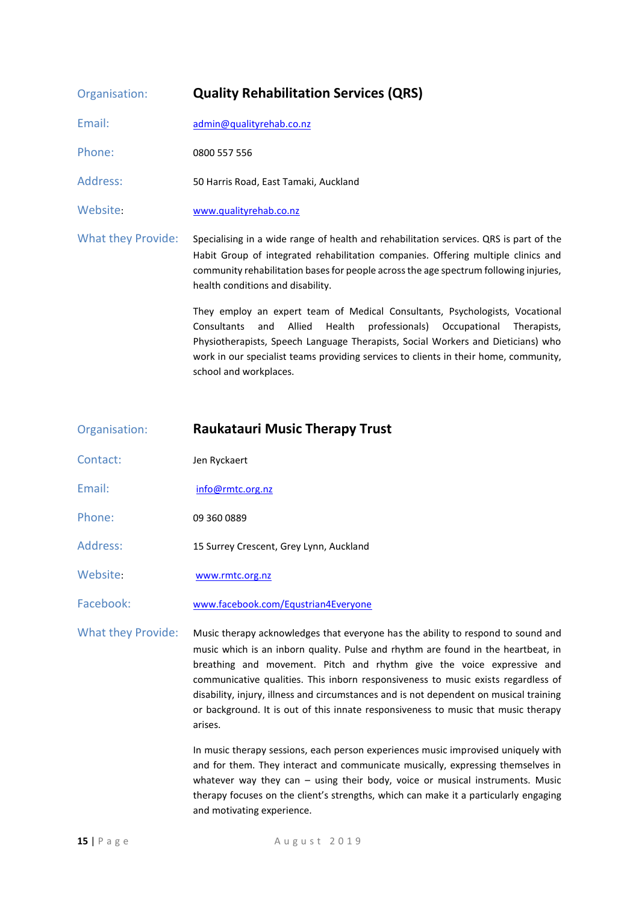| | |
|---|---|
| Organisation: | **Quality Rehabilitation Services (QRS)** |
| Email: | admin@qualityrehab.co.nz |
| Phone: | 0800 557 556 |
| Address: | 50 Harris Road, East Tamaki, Auckland |
| Website: | www.qualityrehab.co.nz |

What they Provide:

Specialising in a wide range of health and rehabilitation services. QRS is part of the Habit Group of integrated rehabilitation companies. Offering multiple clinics and community rehabilitation bases for people across the age spectrum following injuries, health conditions and disability.

They employ an expert team of Medical Consultants, Psychologists, Vocational Consultants and Allied Health professionals) Occupational Therapists, Physiotherapists, Speech Language Therapists, Social Workers and Dieticians) who work in our specialist teams providing services to clients in their home, community, school and workplaces.

| | |
|---|---|
| Organisation: | **Raukatauri Music Therapy Trust** |
| Contact: | Jen Ryckaert |
| Email: | info@rmtc.org.nz |
| Phone: | 09 360 0889 |
| Address: | 15 Surrey Crescent, Grey Lynn, Auckland |
| Website: | www.rmtc.org.nz |
| Facebook: | www.facebook.com/Equstrian4Everyone |

What they Provide:

Music therapy acknowledges that everyone has the ability to respond to sound and music which is an inborn quality. Pulse and rhythm are found in the heartbeat, in breathing and movement. Pitch and rhythm give the voice expressive and communicative qualities. This inborn responsiveness to music exists regardless of disability, injury, illness and circumstances and is not dependent on musical training or background. It is out of this innate responsiveness to music that music therapy arises.

In music therapy sessions, each person experiences music improvised uniquely with and for them. They interact and communicate musically, expressing themselves in whatever way they can – using their body, voice or musical instruments. Music therapy focuses on the client's strengths, which can make it a particularly engaging and motivating experience.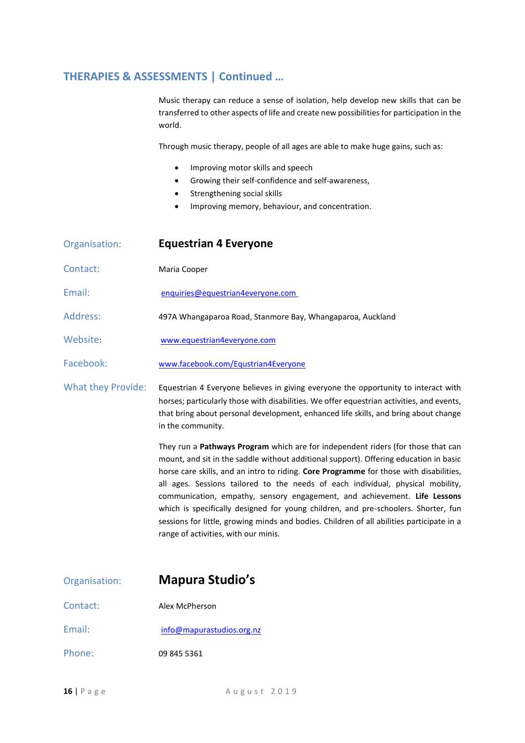## THERAPIES & ASSESSMENTS | Continued …

Music therapy can reduce a sense of isolation, help develop new skills that can be transferred to other aspects of life and create new possibilities for participation in the world.

Through music therapy, people of all ages are able to make huge gains, such as:

- Improving motor skills and speech
- Growing their self-confidence and self-awareness,
- Strengthening social skills
- Improving memory, behaviour, and concentration.

**Organisation:** **Equestrian 4 Everyone**

**Contact:** Maria Cooper

**Email:** enquiries@equestrian4everyone.com

**Address:** 497A Whangaparoa Road, Stanmore Bay, Whangaparoa, Auckland

**Website:** www.equestrian4everyone.com

**Facebook:** www.facebook.com/Equstrian4Everyone

**What they Provide:** Equestrian 4 Everyone believes in giving everyone the opportunity to interact with horses; particularly those with disabilities. We offer equestrian activities, and events, that bring about personal development, enhanced life skills, and bring about change in the community.

They run a **Pathways Program** which are for independent riders (for those that can mount, and sit in the saddle without additional support). Offering education in basic horse care skills, and an intro to riding. **Core Programme** for those with disabilities, all ages. Sessions tailored to the needs of each individual, physical mobility, communication, empathy, sensory engagement, and achievement. **Life Lessons** which is specifically designed for young children, and pre-schoolers. Shorter, fun sessions for little, growing minds and bodies. Children of all abilities participate in a range of activities, with our minis.

**Organisation:** **Mapura Studio's**

**Contact:** Alex McPherson

**Email:** info@mapurastudios.org.nz

**Phone:** 09 845 5361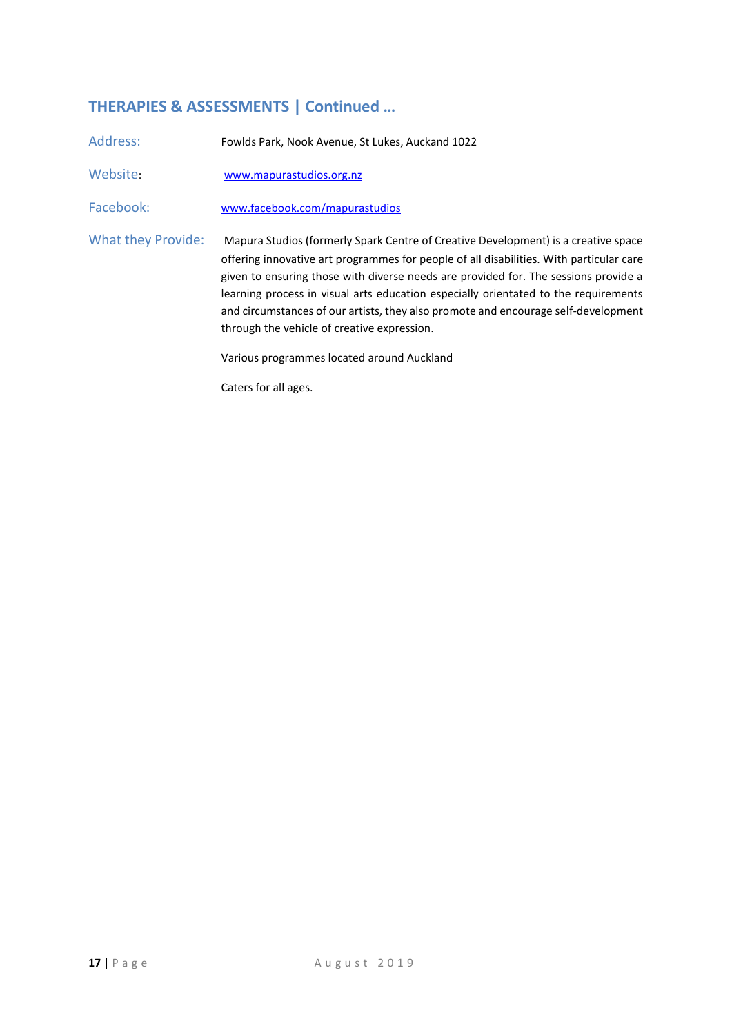## THERAPIES & ASSESSMENTS | Continued …

**Address:** Fowlds Park, Nook Avenue, St Lukes, Auckand 1022

**Website:** www.mapurastudios.org.nz

**Facebook:** www.facebook.com/mapurastudios

**What they Provide:** Mapura Studios (formerly Spark Centre of Creative Development) is a creative space offering innovative art programmes for people of all disabilities. With particular care given to ensuring those with diverse needs are provided for. The sessions provide a learning process in visual arts education especially orientated to the requirements and circumstances of our artists, they also promote and encourage self-development through the vehicle of creative expression.

Various programmes located around Auckland

Caters for all ages.